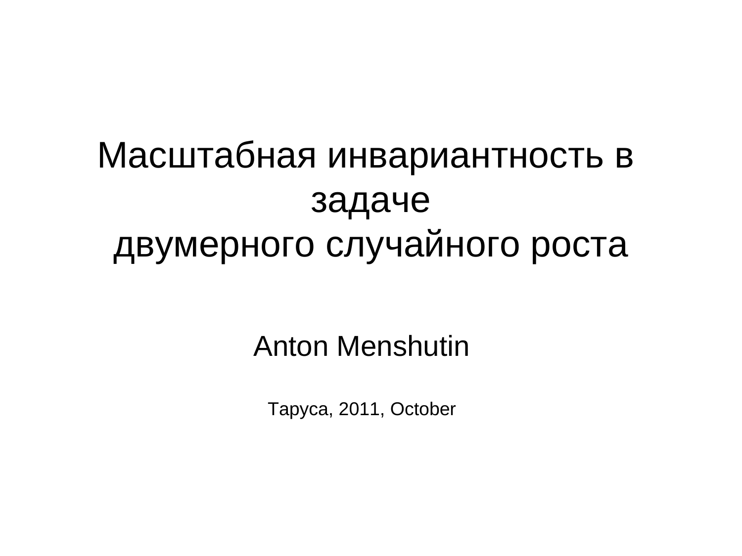# Масштабная инвариантность в задаче двумерного случайного роста

Anton Menshutin

Таруса, 2011, October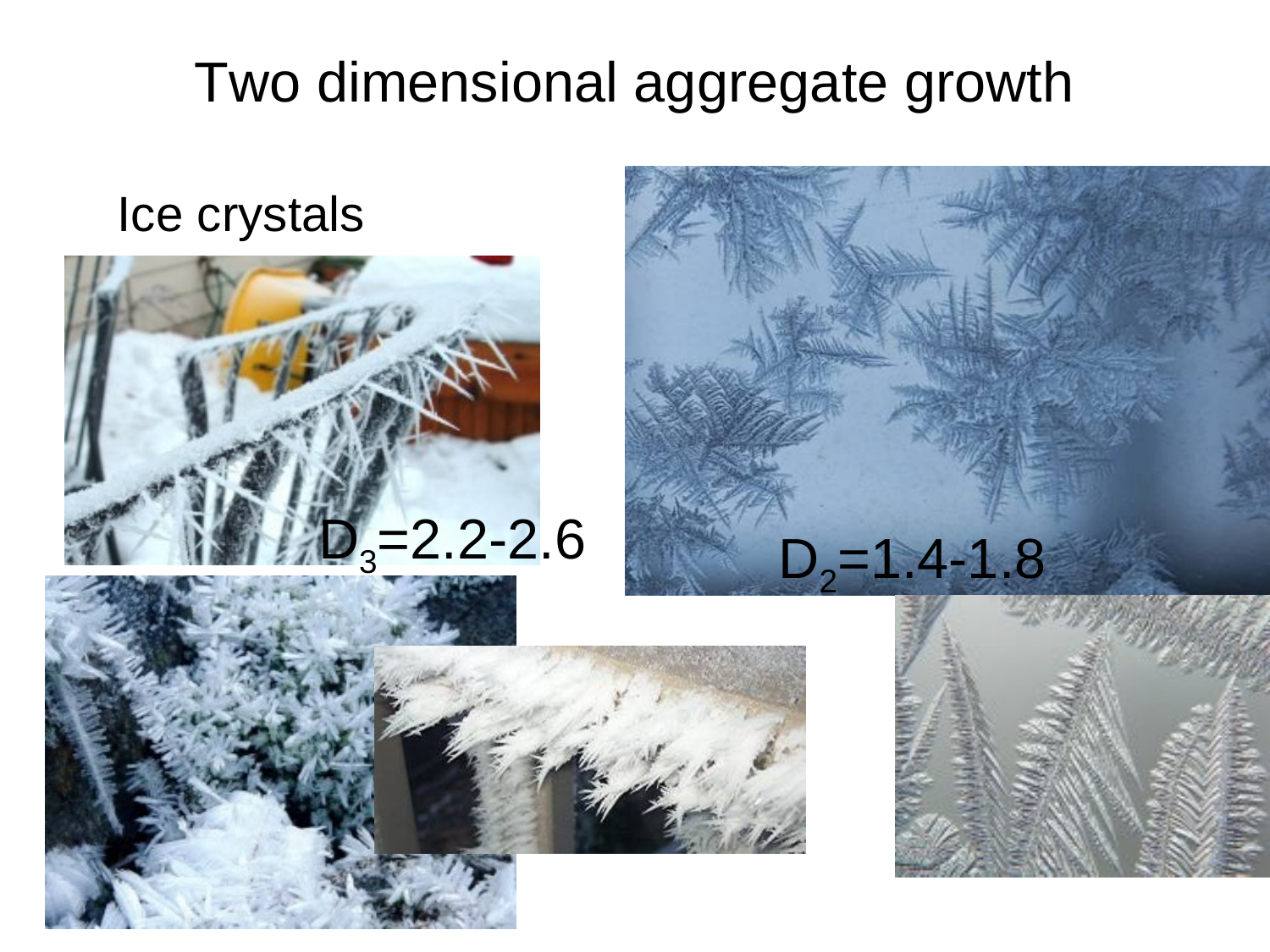# Two dimensional aggregate growth

Ice crystals

$D_3=2.2\text{-}2.6$

$D_2=1.4\text{-}1.8$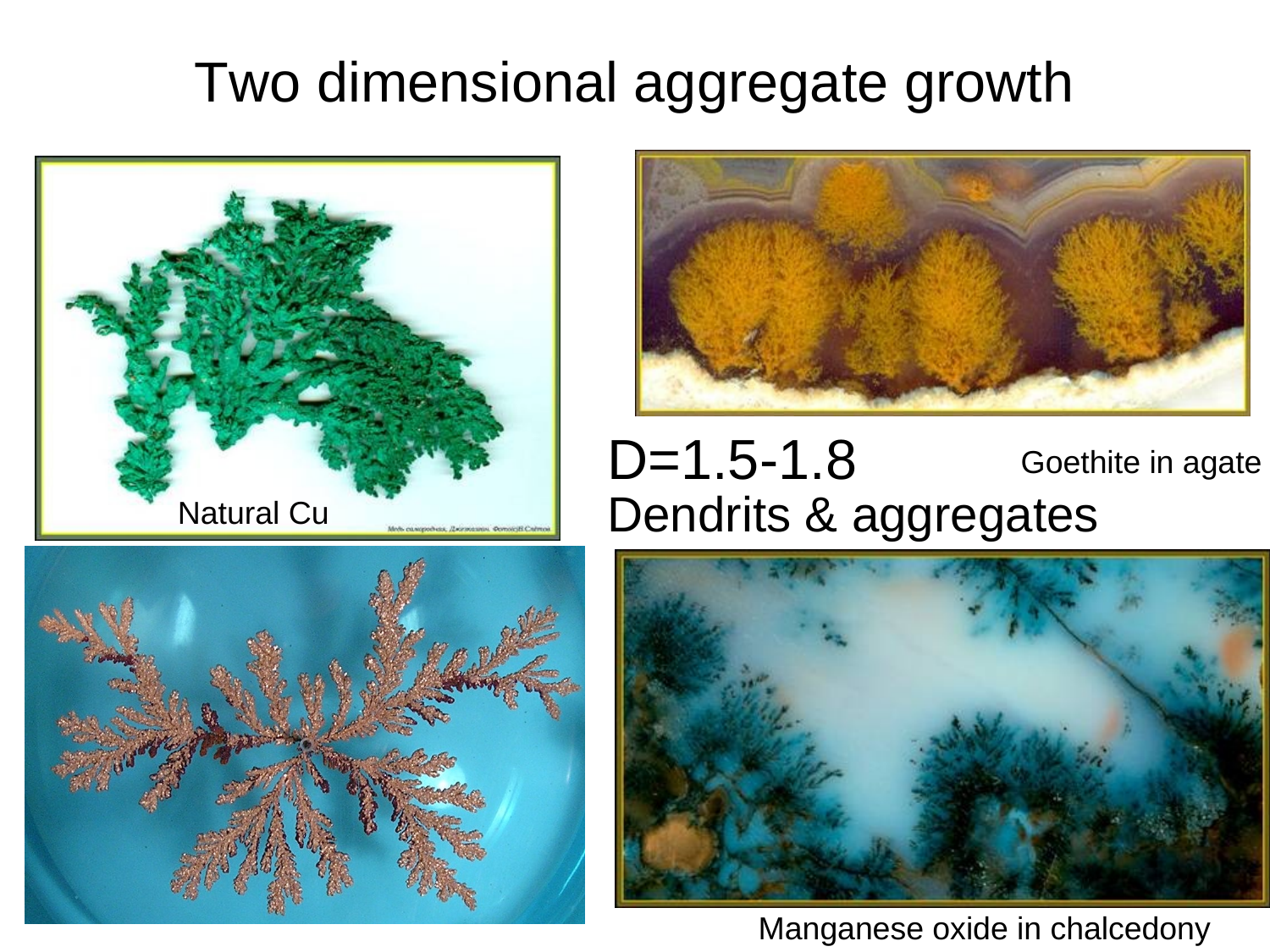# Two dimensional aggregate growth

Natural Cu

$D=1.5\text{-}1.8$

Dendrits & aggregates

Goethite in agate

Manganese oxide in chalcedony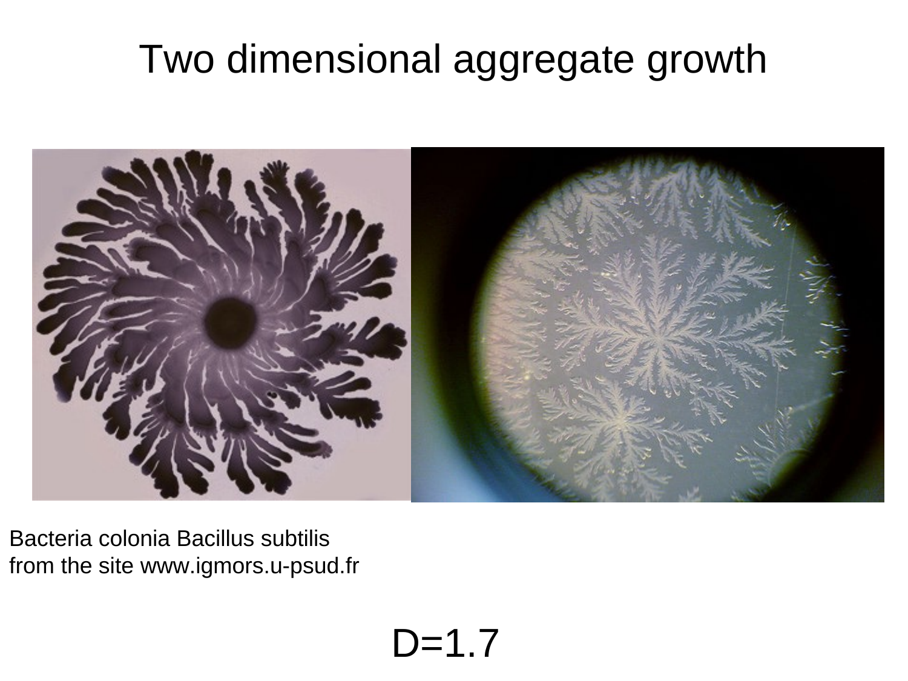# Two dimensional aggregate growth

Bacteria colonia Bacillus subtilis
from the site www.igmors.u-psud.fr

D=1.7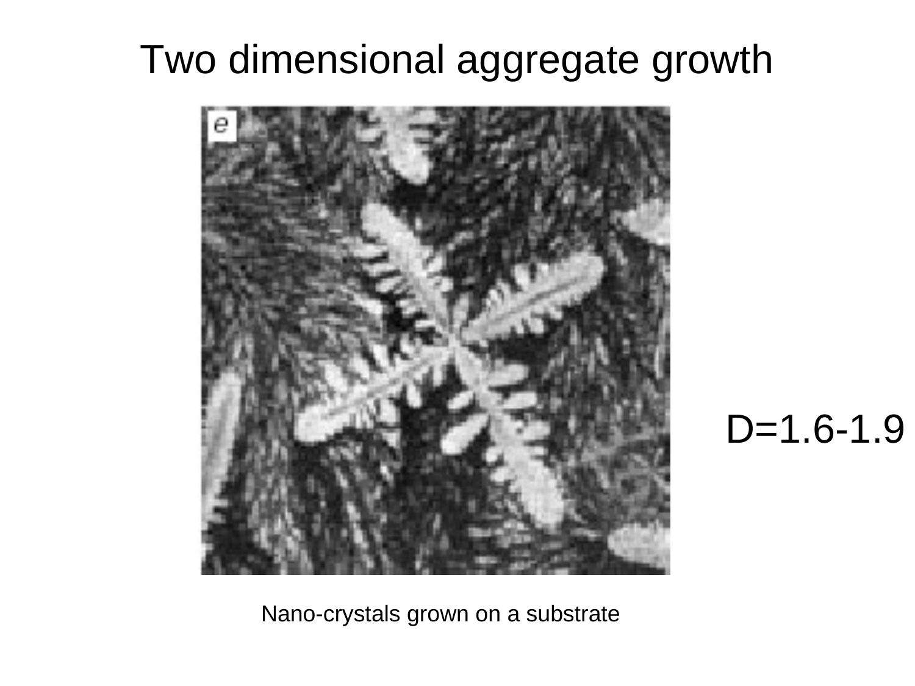# Two dimensional aggregate growth

e

Nano-crystals grown on a substrate

D=1.6-1.9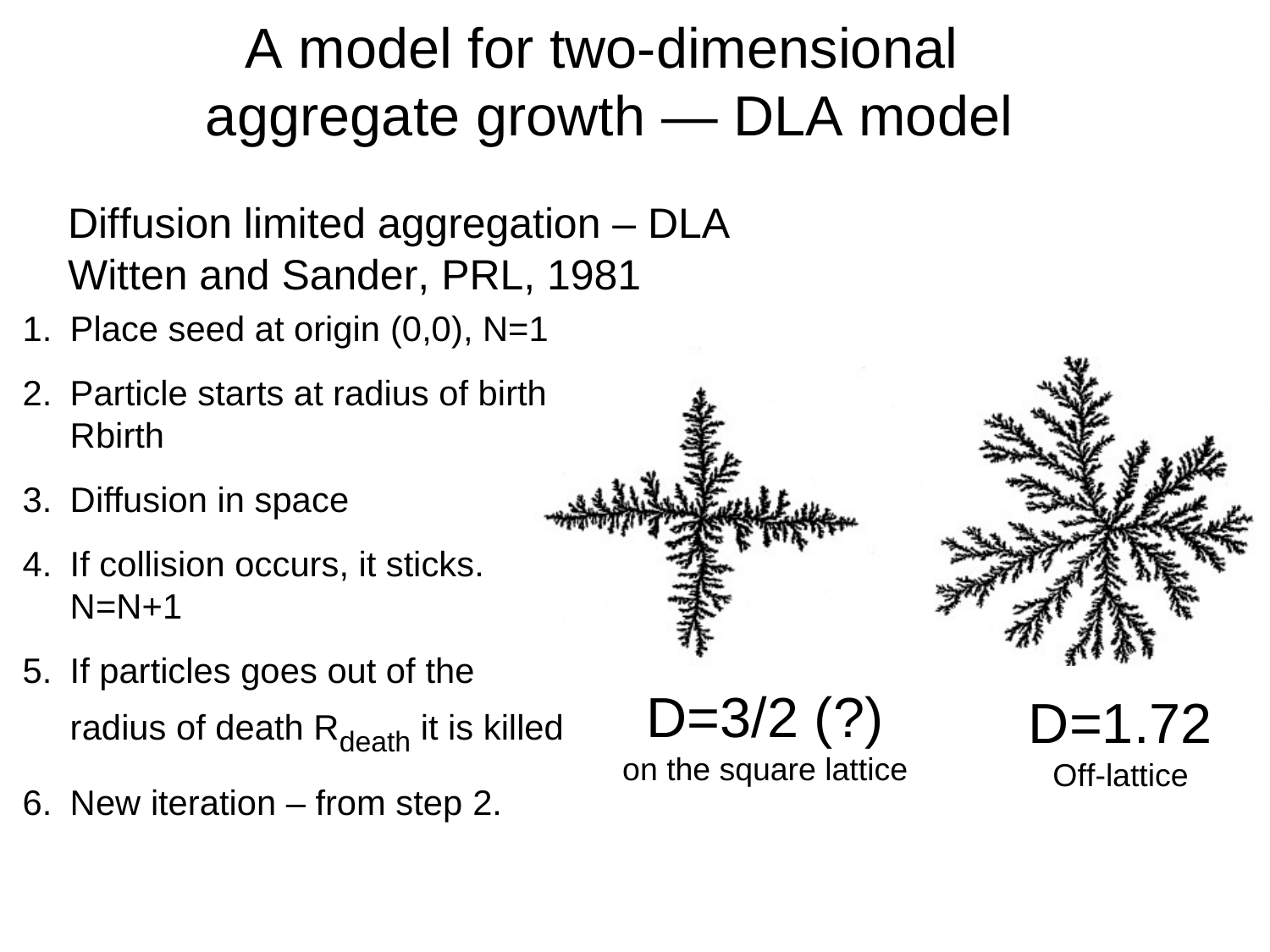# A model for two-dimensional aggregate growth — DLA model

Diffusion limited aggregation – DLA
Witten and Sander, PRL, 1981

1. Place seed at origin (0,0), N=1
2. Particle starts at radius of birth Rbirth
3. Diffusion in space
4. If collision occurs, it sticks. N=N+1
5. If particles goes out of the radius of death $R_{death}$ it is killed
6. New iteration – from step 2.

D=3/2 (?)
on the square lattice

D=1.72
Off-lattice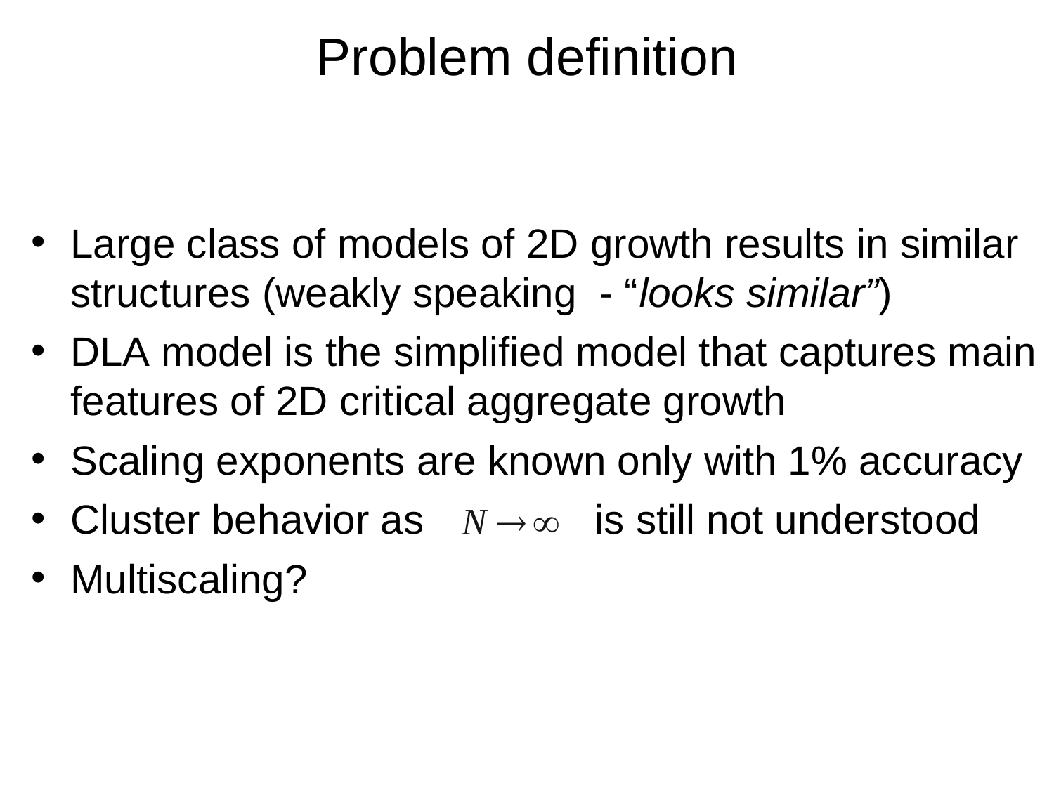# Problem definition

- Large class of models of 2D growth results in similar structures (weakly speaking - "*looks similar*")
- DLA model is the simplified model that captures main features of 2D critical aggregate growth
- Scaling exponents are known only with 1% accuracy
- Cluster behavior as $N \to \infty$ is still not understood
- Multiscaling?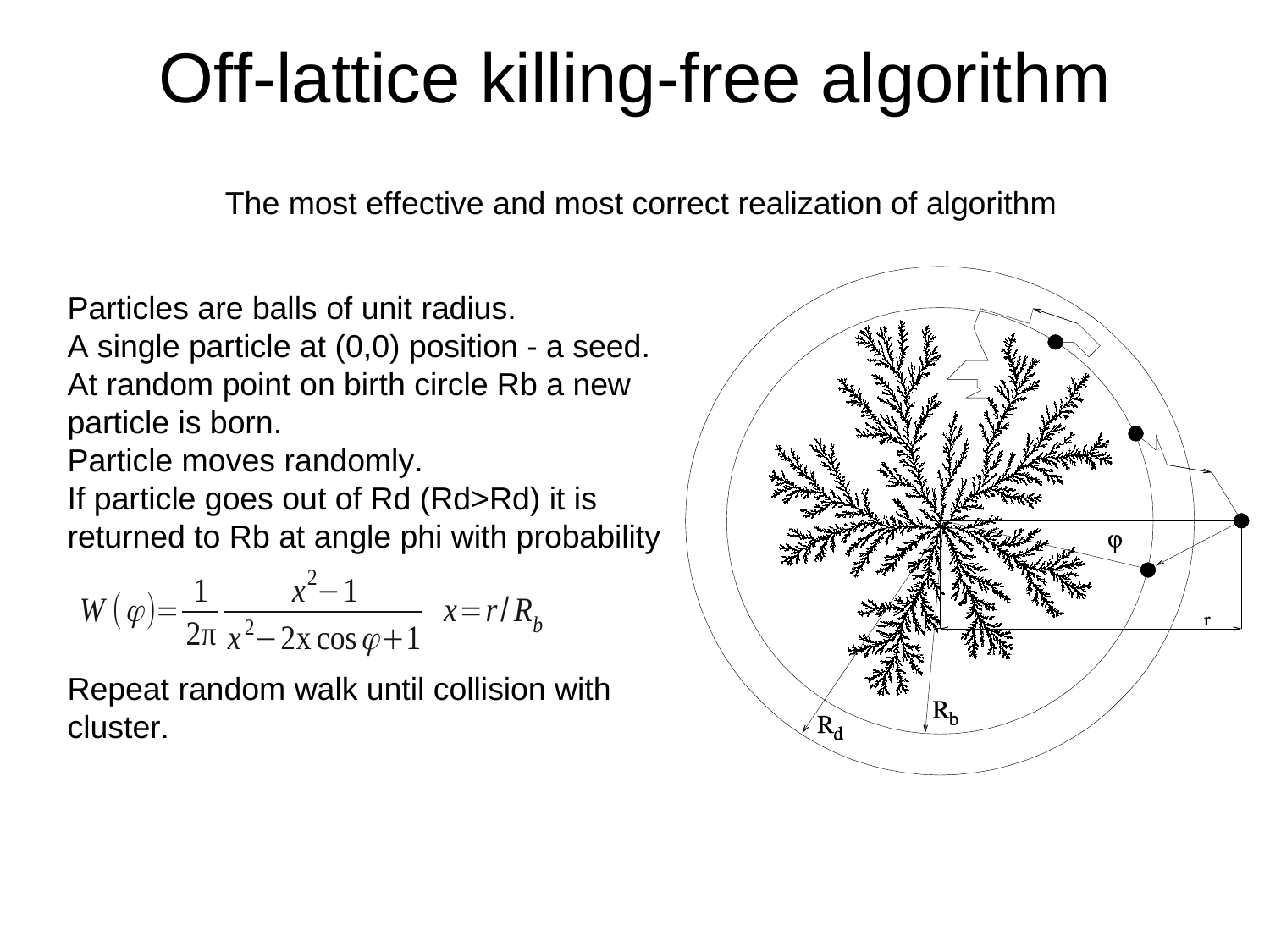# Off-lattice killing-free algorithm

The most effective and most correct realization of algorithm

Particles are balls of unit radius.
A single particle at (0,0) position - a seed.
At random point on birth circle Rb a new particle is born.
Particle moves randomly.
If particle goes out of Rd (Rd>Rd) it is returned to Rb at angle phi with probability

$$W(\varphi)=\frac{1}{2\pi}\frac{x^2-1}{x^2-2x\cos\varphi+1} \quad x=r/R_b$$

Repeat random walk until collision with cluster.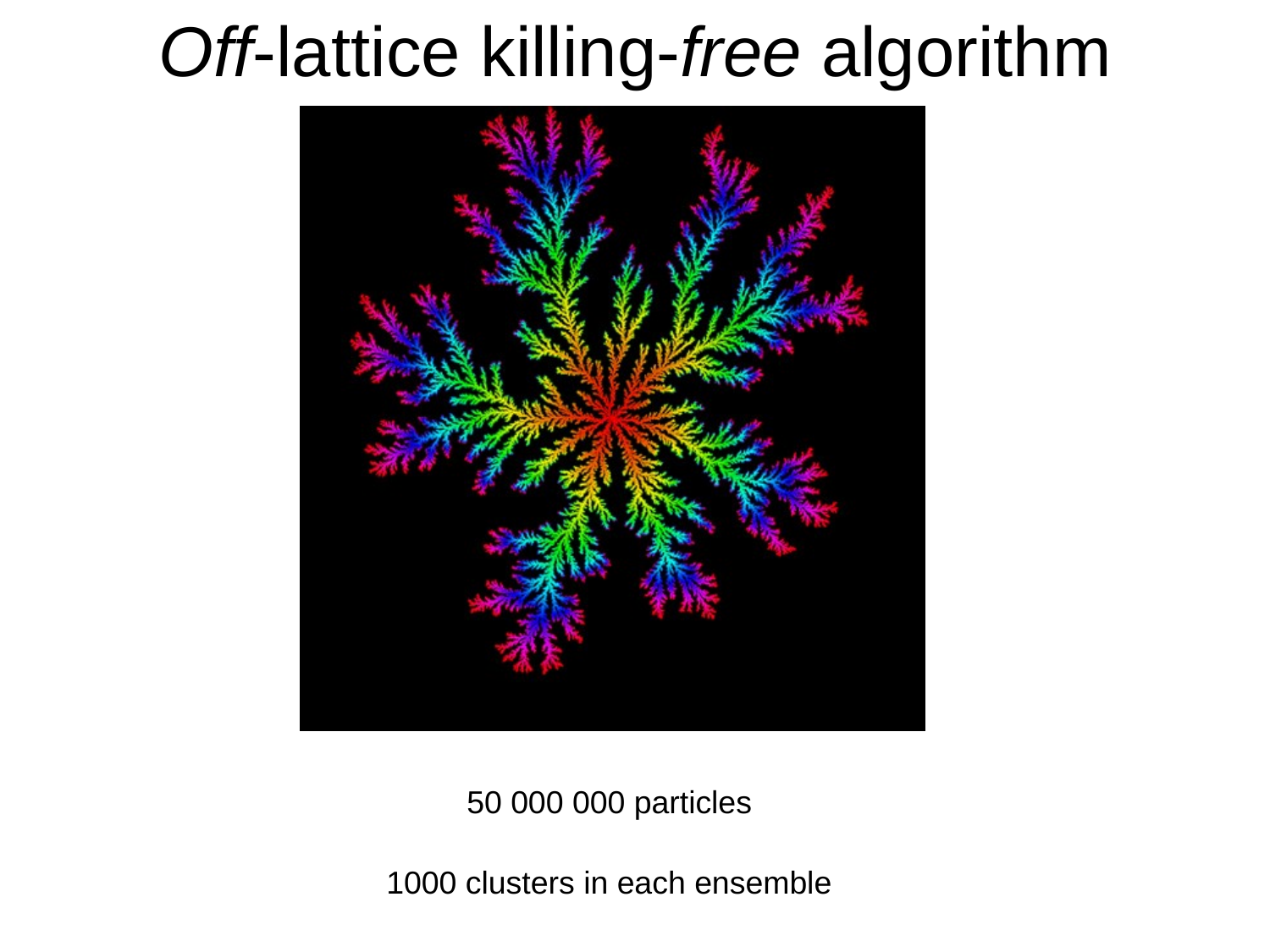# *Off*-lattice killing-*free* algorithm

50 000 000 particles

1000 clusters in each ensemble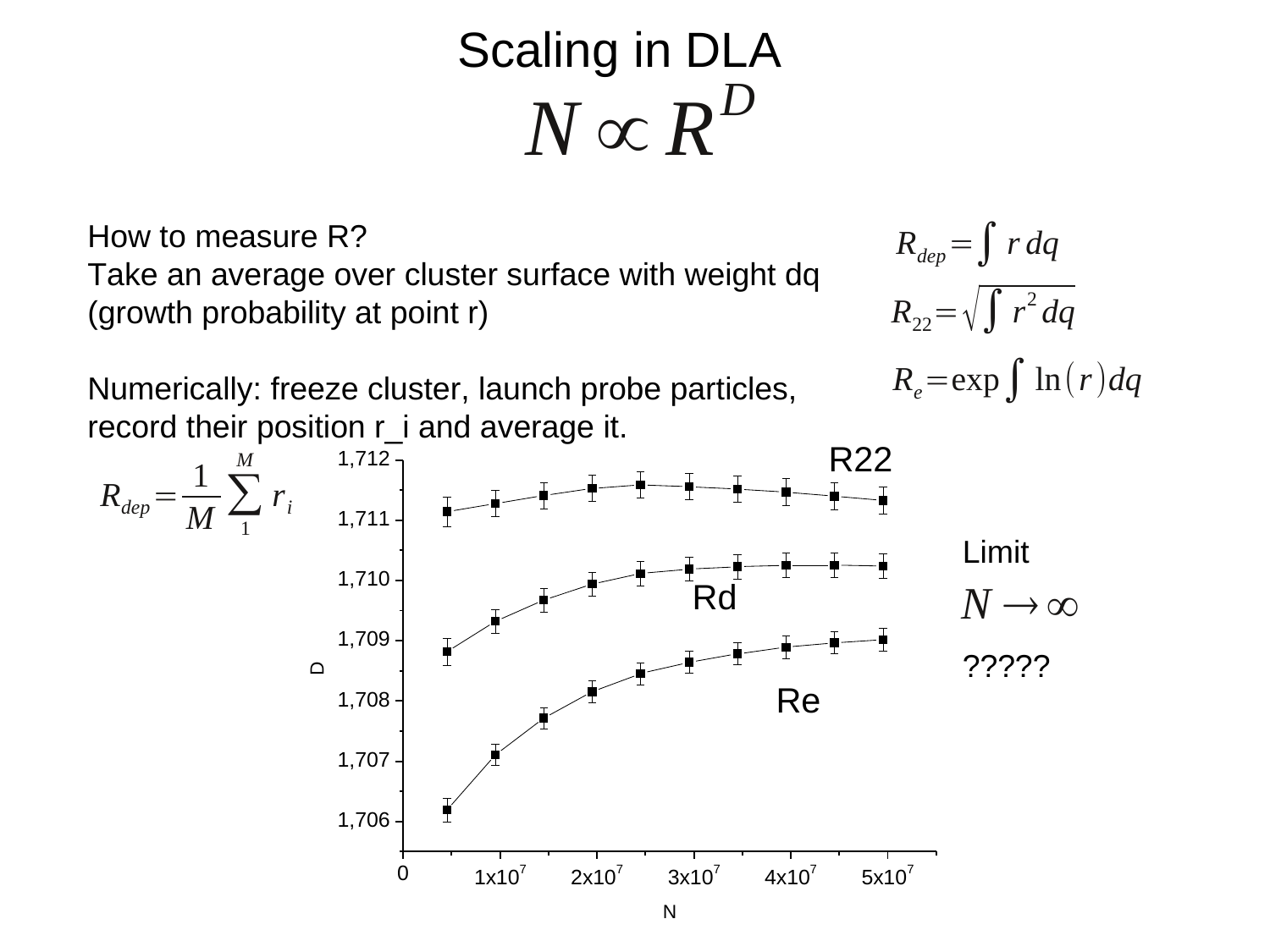# Scaling in DLA

$$N \propto R^D$$

How to measure R?
Take an average over cluster surface with weight dq (growth probability at point r)

$$R_{dep} = \int r \, dq$$

$$R_{22} = \sqrt{\int r^2 \, dq}$$

$$R_e = \exp \int \ln(r) \, dq$$

Numerically: freeze cluster, launch probe particles, record their position r_i and average it.

$$R_{dep} = \frac{1}{M} \sum_{1}^{M} r_i$$

R22

Rd

Re

D

N

Limit

$$N \to \infty$$

?????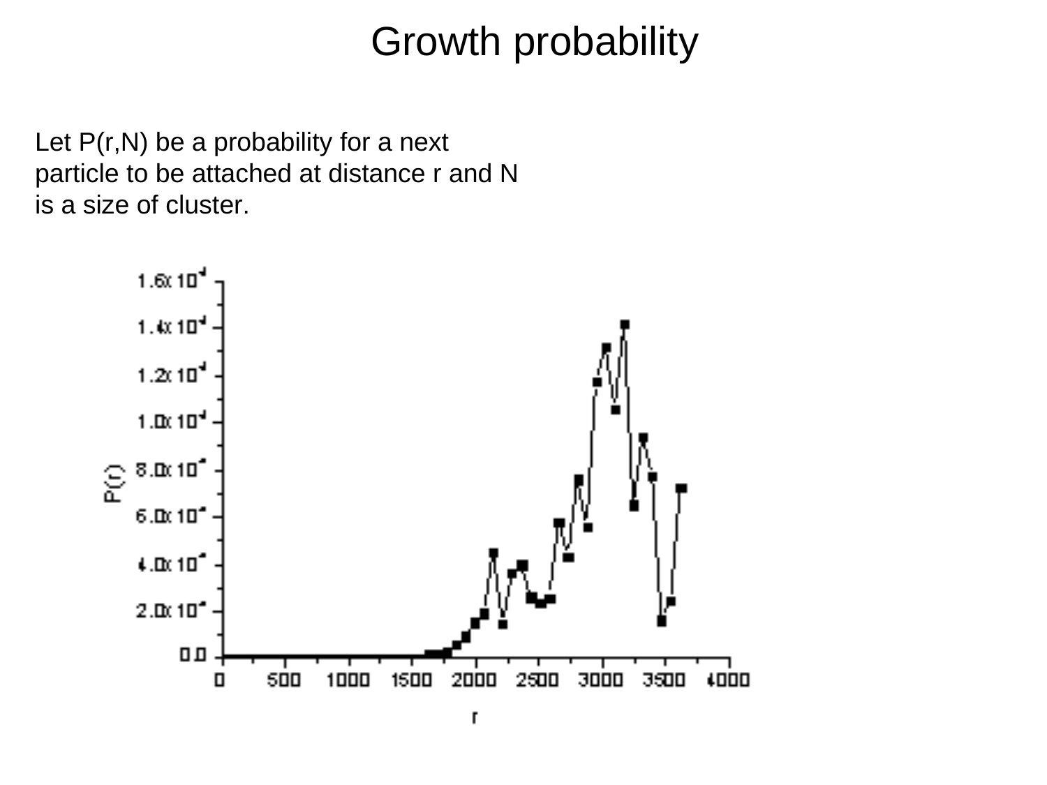# Growth probability

Let P(r,N) be a probability for a next particle to be attached at distance r and N is a size of cluster.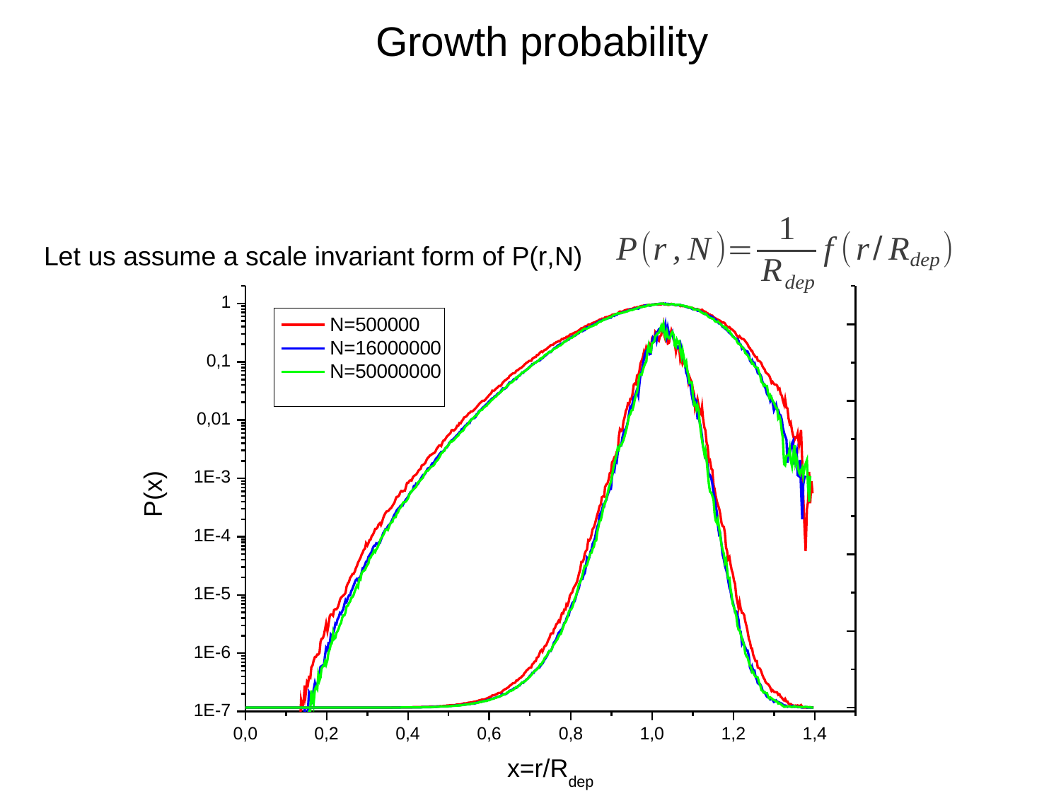# Growth probability

Let us assume a scale invariant form of P(r,N) $P(r,N) = \frac{1}{R_{dep}} f(r/R_{dep})$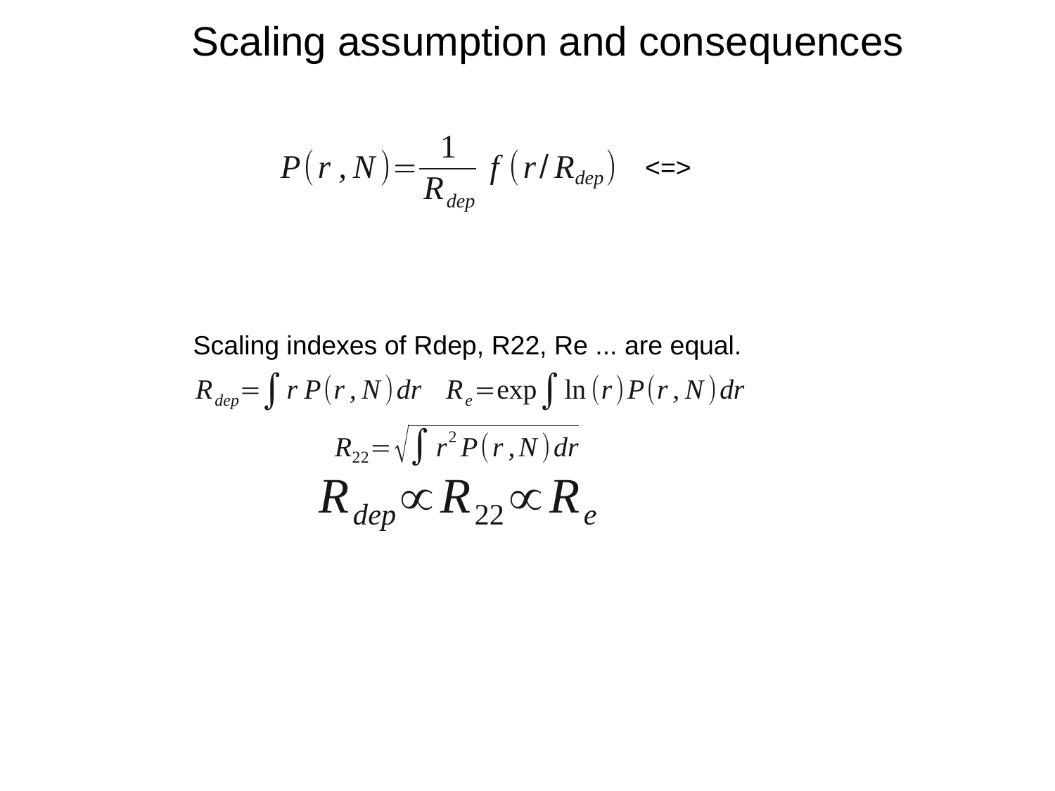# Scaling assumption and consequences

$$P(r, N) = \frac{1}{R_{dep}} f(r/R_{dep}) \quad \text{<=>}$$

Scaling indexes of Rdep, R22, Re ... are equal.

$$R_{dep} = \int r\, P(r, N)\, dr \quad R_e = \exp \int \ln(r) P(r, N)\, dr$$

$$R_{22} = \sqrt{\int r^2 P(r, N)\, dr}$$

$$R_{dep} \propto R_{22} \propto R_e$$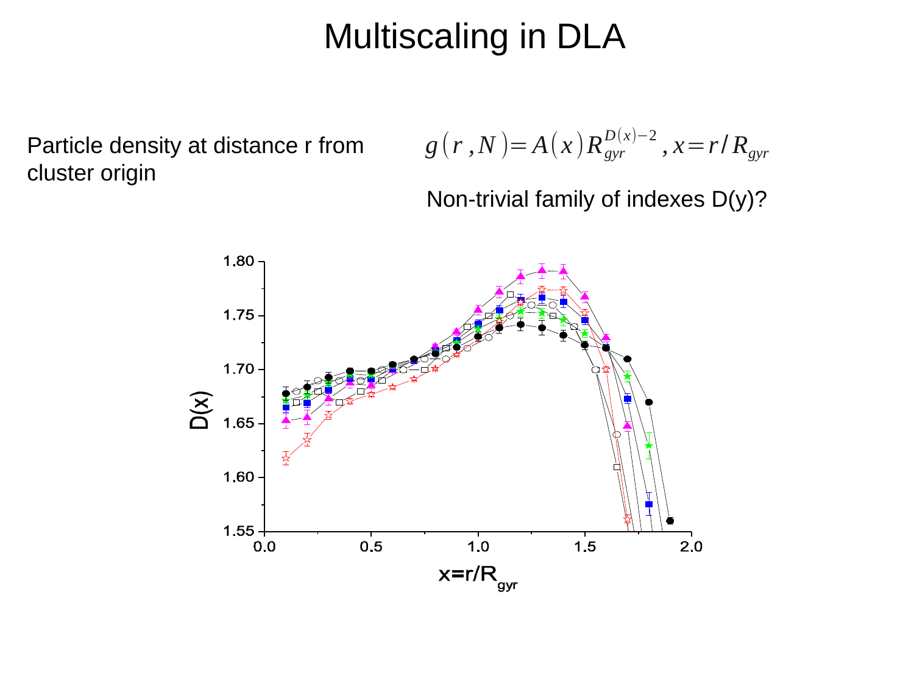# Multiscaling in DLA

Particle density at distance r from cluster origin

$$g(r, N) = A(x) R_{gyr}^{D(x)-2}, x = r / R_{gyr}$$

Non-trivial family of indexes D(y)?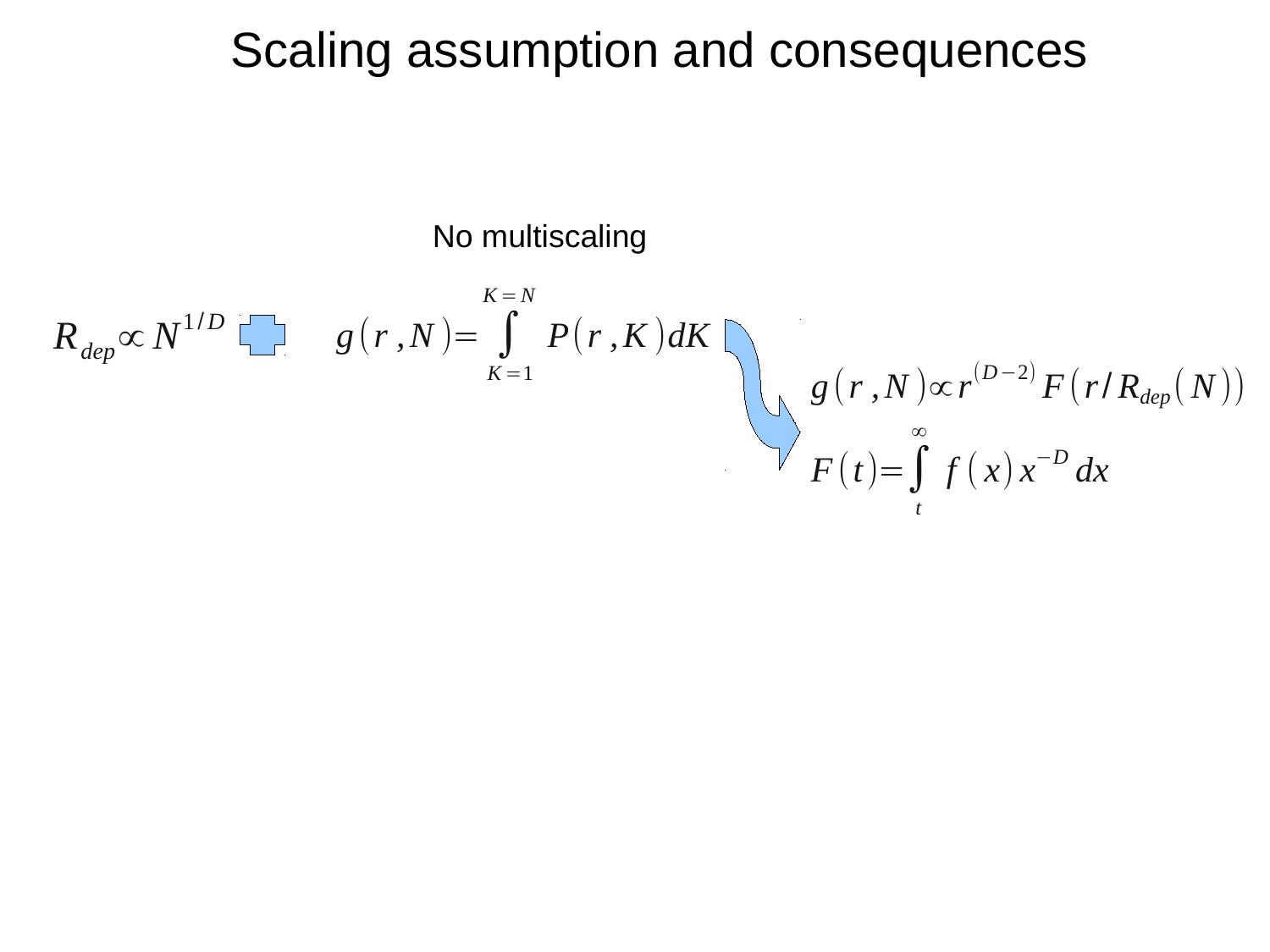# Scaling assumption and consequences

No multiscaling

$$R_{dep} \propto N^{1/D}$$

+

$$g(r,N) = \int_{K=1}^{K=N} P(r,K)\,dK$$

⇒

$$g(r,N) \propto r^{(D-2)} F(r/R_{dep}(N))$$

$$F(t) = \int_{t}^{\infty} f(x)\,x^{-D}\,dx$$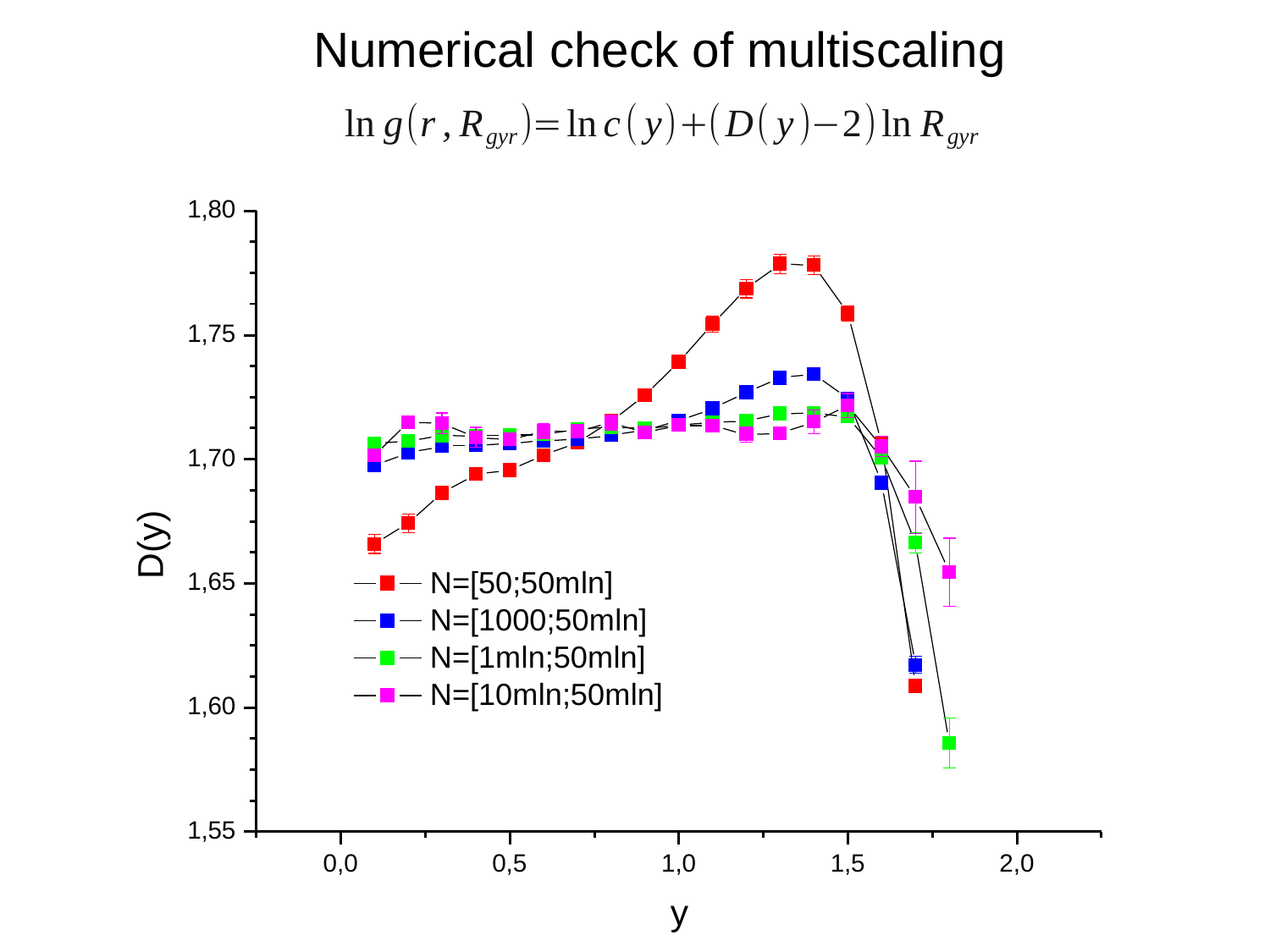# Numerical check of multiscaling

$$\ln g(r, R_{gyr}) = \ln c(y) + (D(y) - 2) \ln R_{gyr}$$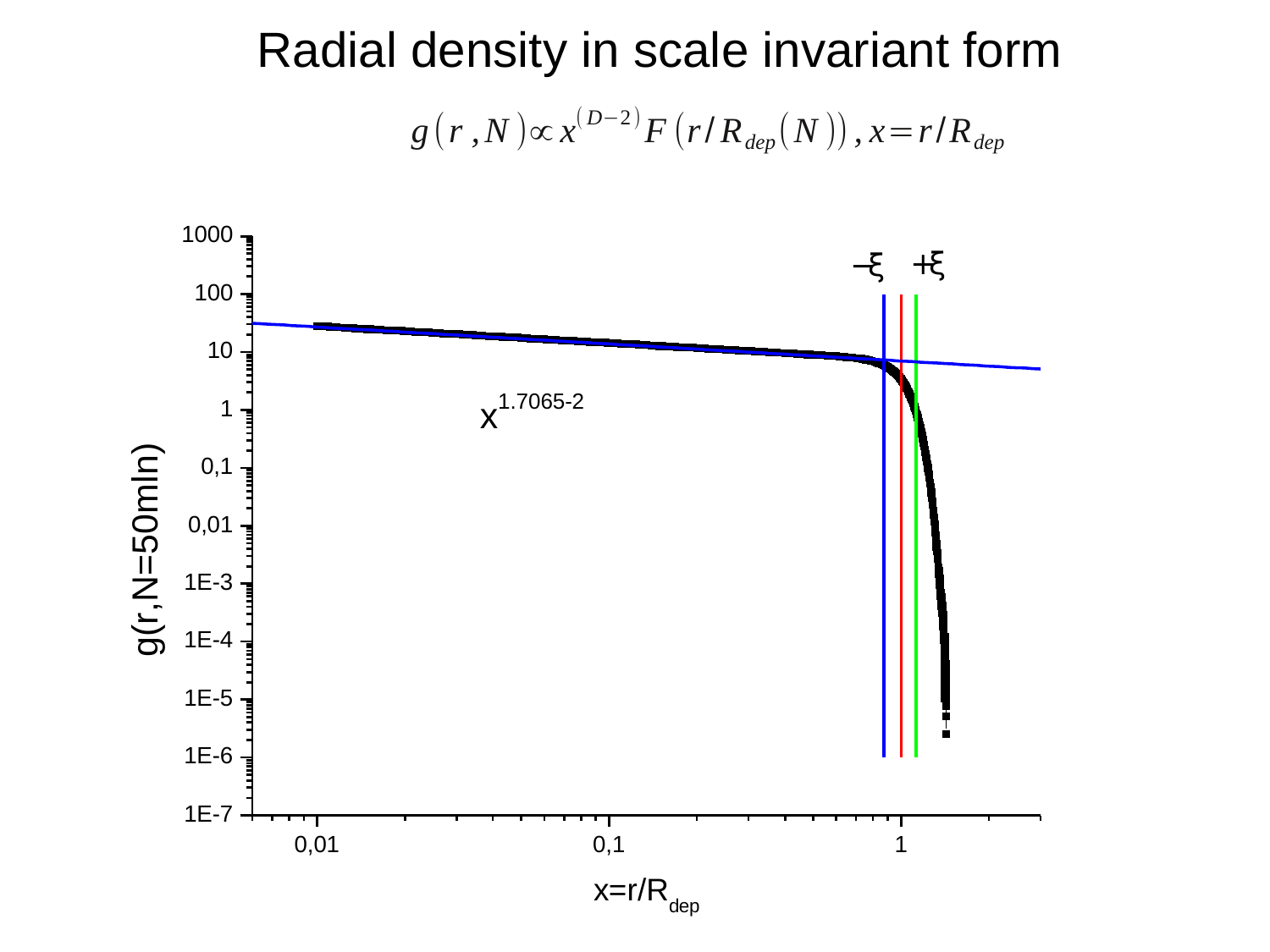# Radial density in scale invariant form

$$g(r,N) \propto x^{(D-2)} F(r/R_{dep}(N)), x = r/R_{dep}$$

$x^{1.7065-2}$

$-\xi$ $+\xi$

g(r,N=50mln)

$x=r/R_{dep}$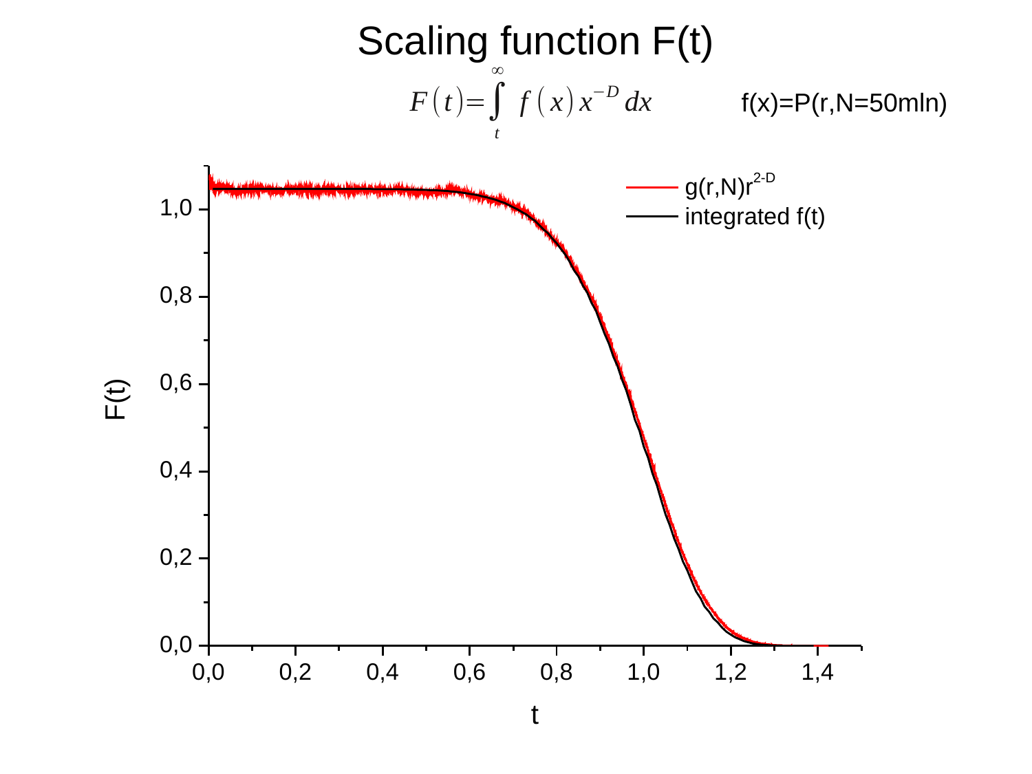# Scaling function F(t)

$$F(t) = \int_{t}^{\infty} f(x)\, x^{-D}\, dx \qquad f(x)=P(r,N=50\text{mln})$$

Legend: $g(r,N)r^{2-D}$ ; integrated f(t)

F(t)

t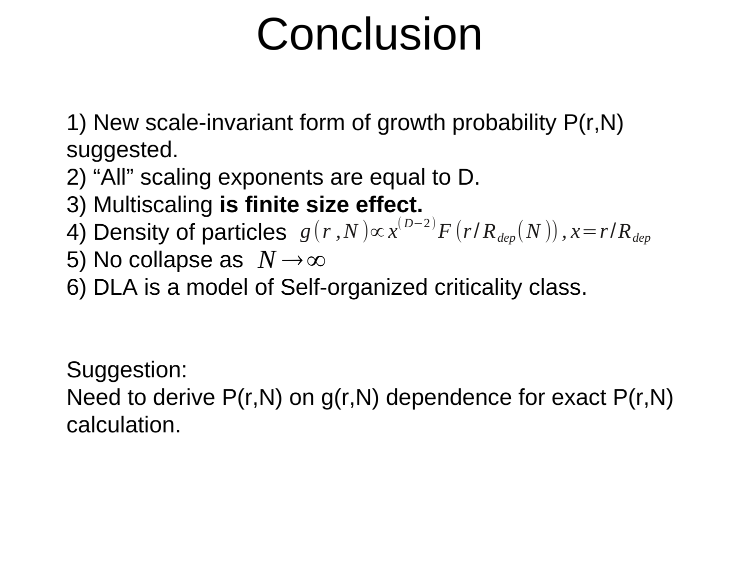# Conclusion

1) New scale-invariant form of growth probability P(r,N) suggested.
2) “All” scaling exponents are equal to D.
3) Multiscaling **is finite size effect.**
4) Density of particles $g(r,N) \propto x^{(D-2)} F(r/R_{dep}(N)),\ x = r/R_{dep}$
5) No collapse as $N \to \infty$
6) DLA is a model of Self-organized criticality class.

Suggestion:
Need to derive P(r,N) on g(r,N) dependence for exact P(r,N) calculation.